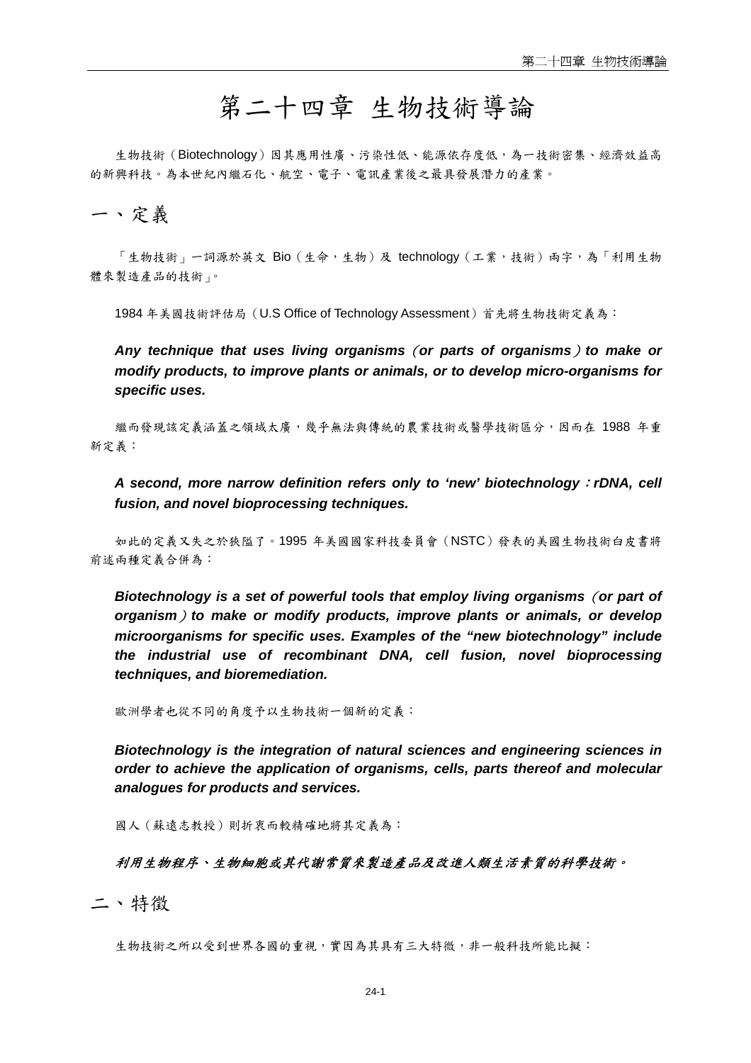# 第二十四章 生物技術導論

生物技術（Biotechnology）因其應用性廣、污染性低、能源依存度低，為一技術密集、經濟效益高的新興科技。為本世紀內繼石化、航空、電子、電訊產業後之最具發展潛力的產業。

## 一、定義

「生物技術」一詞源於英文 Bio（生命，生物）及 technology（工業，技術）兩字，為「利用生物體來製造產品的技術」。

1984 年美國技術評估局（U.S Office of Technology Assessment）首先將生物技術定義為：

***Any technique that uses living organisms（or parts of organisms）to make or modify products, to improve plants or animals, or to develop micro-organisms for specific uses.***

繼而發現該定義涵蓋之領域太廣，幾乎無法與傳統的農業技術或醫學技術區分，因而在 1988 年重新定義：

***A second, more narrow definition refers only to 'new' biotechnology：rDNA, cell fusion, and novel bioprocessing techniques.***

如此的定義又失之於狹隘了。1995 年美國國家科技委員會（NSTC）發表的美國生物技術白皮書將前述兩種定義合併為：

***Biotechnology is a set of powerful tools that employ living organisms（or part of organism）to make or modify products, improve plants or animals, or develop microorganisms for specific uses. Examples of the "new biotechnology" include the industrial use of recombinant DNA, cell fusion, novel bioprocessing techniques, and bioremediation.***

歐洲學者也從不同的角度予以生物技術一個新的定義：

***Biotechnology is the integration of natural sciences and engineering sciences in order to achieve the application of organisms, cells, parts thereof and molecular analogues for products and services.***

國人（蘇遠志教授）則折衷而較精確地將其定義為：

***利用生物程序、生物細胞或其代謝常質來製造產品及改進人類生活素質的科學技術。***

## 二、特徵

生物技術之所以受到世界各國的重視，實因為其具有三大特徵，非一般科技所能比擬：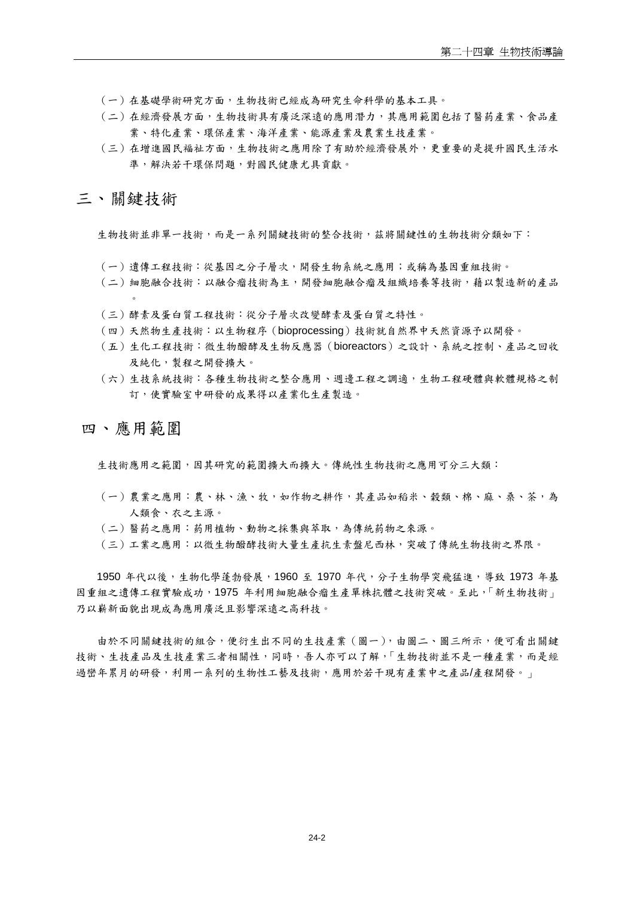（一）在基礎學術研究方面，生物技術已經成為研究生命科學的基本工具。

（二）在經濟發展方面，生物技術具有廣泛深遠的應用潛力，其應用範圍包括了醫藥產業、食品產業、特化產業、環保產業、海洋產業、能源產業及農業生技產業。

（三）在增進國民福祉方面，生物技術之應用除了有助於經濟發展外，更重要的是提升國民生活水準，解決若干環保問題，對國民健康尤具貢獻。

## 三、關鍵技術

生物技術並非單一技術，而是一系列關鍵技術的整合技術，茲將關鍵性的生物技術分類如下：

（一）遺傳工程技術：從基因之分子層次，開發生物系統之應用；或稱為基因重組技術。

（二）細胞融合技術：以融合瘤技術為主，開發細胞融合瘤及組織培養等技術，藉以製造新的產品。

（三）酵素及蛋白質工程技術：從分子層次改變酵素及蛋白質之特性。

（四）天然物生產技術：以生物程序（bioprocessing）技術就自然界中天然資源予以開發。

（五）生化工程技術：微生物醱酵及生物反應器（bioreactors）之設計、系統之控制、產品之回收及純化，製程之開發擴大。

（六）生技系統技術：各種生物技術之整合應用、週邊工程之調適，生物工程硬體與軟體規格之制訂，使實驗室中研發的成果得以產業化生產製造。

## 四、應用範圍

生技術應用之範圍，因其研究的範圍擴大而擴大。傳統性生物技術之應用可分三大類：

（一）農業之應用：農、林、漁、牧，如作物之耕作，其產品如稻米、穀類、棉、麻、桑、茶，為人類食、衣之主源。

（二）醫藥之應用：藥用植物、動物之採集與萃取，為傳統藥物之來源。

（三）工業之應用：以微生物醱酵技術大量生產抗生素盤尼西林，突破了傳統生物技術之界限。

1950 年代以後，生物化學蓬勃發展，1960 至 1970 年代，分子生物學突飛猛進，導致 1973 年基因重組之遺傳工程實驗成功，1975 年利用細胞融合瘤生產單株抗體之技術突破。至此，「新生物技術」乃以嶄新面貌出現成為應用廣泛且影響深遠之高科技。

由於不同關鍵技術的組合，便衍生出不同的生技產業（圖一），由圖二、圖三所示，便可看出關鍵技術、生技產品及生技產業三者相關性，同時，吾人亦可以了解，「生物技術並不是一種產業，而是經過經年累月的研發，利用一系列的生物性工藝及技術，應用於若干現有產業中之產品/產程開發。」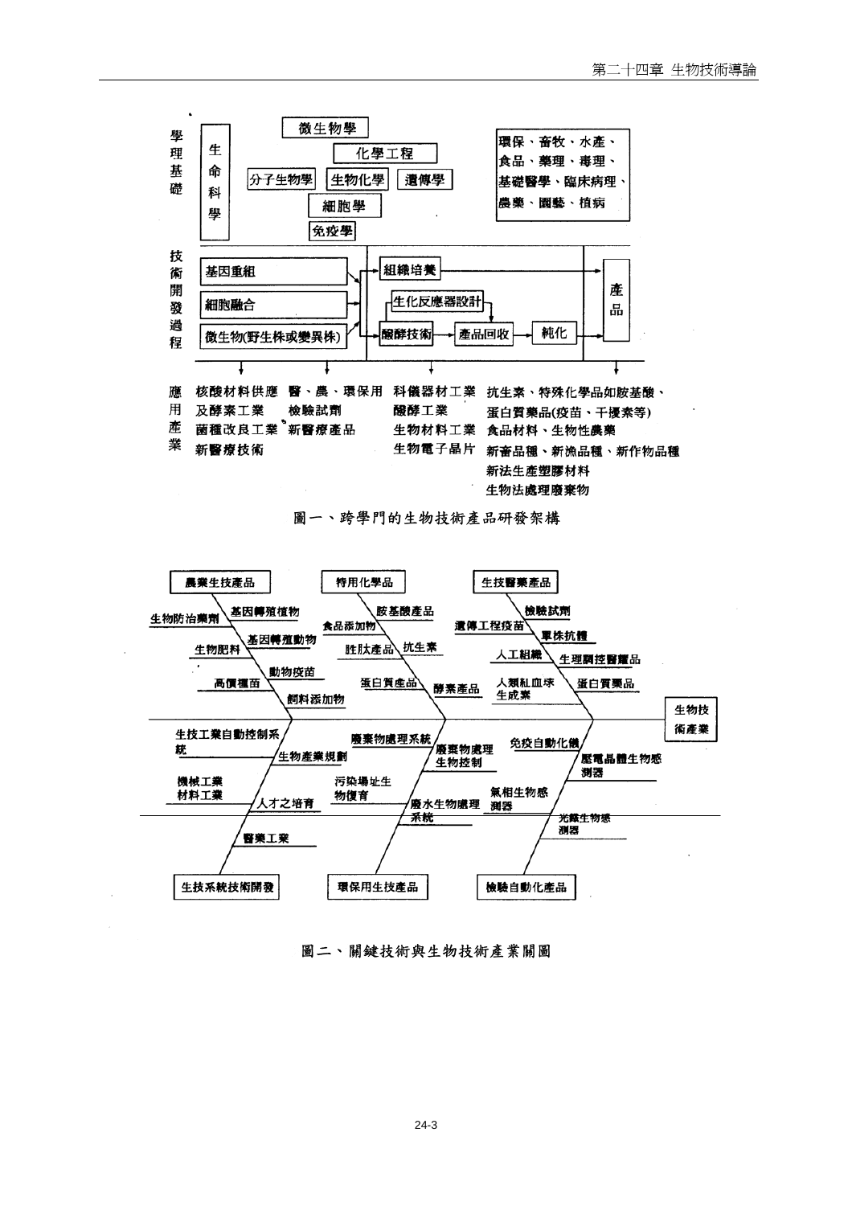學理基礎

生命科學

微生物學

化學工程

分子生物學 生物化學 遺傳學

細胞學

免疫學

環保、畜牧、水產、食品、藥理、毒理、基礎醫學、臨床病理、農藥、園藝、植病

技術開發過程

基因重組

細胞融合

微生物(野生株或變異株)

組織培養

生化反應器設計

醱酵技術 → 產品回收 → 純化

產品

應用產業

核酸材料供應及酵素工業
菌種改良工業
新醫療技術

醫、農、環保用檢驗試劑
新醫療產品

科儀器材工業
醱酵工業
生物材料工業
生物電子晶片

抗生素、特殊化學品如胺基酸、蛋白質藥品(疫苗、干擾素等)
食品材料、生物性農藥
新畜品種、新漁品種、新作物品種
新法生產塑膠材料
生物法處理廢棄物

圖一、跨學門的生物技術產品研發架構

農業生技產品：生物防治藥劑、基因轉殖植物、生物肥料、基因轉殖動物、動物疫苗、高價種苗、飼料添加物

特用化學品：胺基酸產品、食品添加物、胜肽產品、抗生素、蛋白質產品、酵素產品

生技醫藥產品：檢驗試劑、遺傳工程疫苗、單株抗體、人工組織、生理調控醫藥品、人類紅血球生成素、蛋白質藥品

生物技術產業

生技系統技術開發：生技工業自動控制系統、生物產業規劃、機械工業材料工業、人才之培育、醫藥工業

環保用生技產品：廢棄物處理系統、廢棄物處理生物控制、污染場址生物復育、廢水生物處理系統

檢驗自動化產品：免疫自動化儀、壓電晶體生物感測器、氣相生物感測器、光纖生物感測器

圖二、關鍵技術與生物技術產業關圖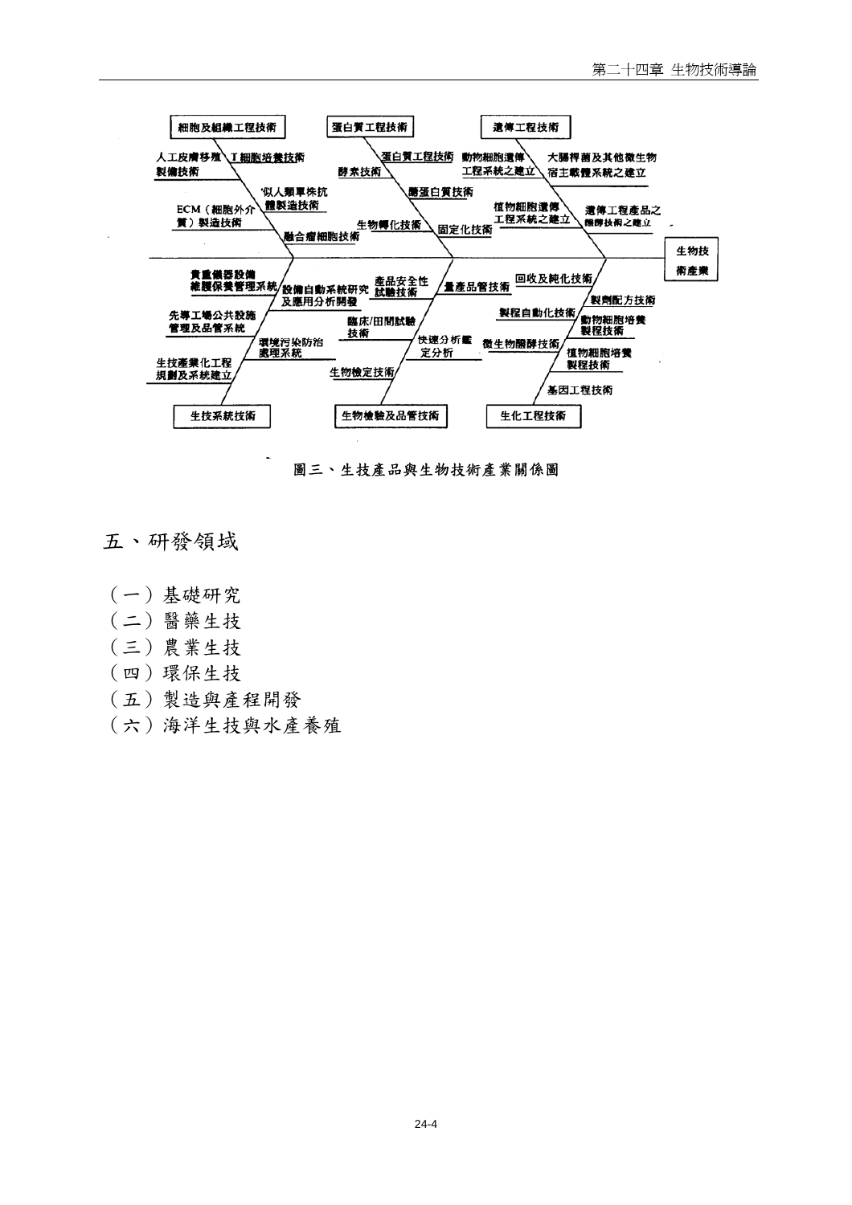細胞及組織工程技術

蛋白質工程技術

遺傳工程技術

人工皮膚移殖製備技術

T細胞培養技術

'似人類單株抗體製造技術

ECM（細胞外介質）製造技術

融合瘤細胞技術

蛋白質工程技術

酵素技術

醣蛋白質技術

生物轉化技術

固定化技術

動物細胞遺傳工程系統之建立

大腸桿菌及其他微生物宿主載體系統之建立

植物細胞遺傳工程系統之建立

遺傳工程產品之醱酵技術之建立

生物技術產業

貴重儀器設備維護保養管理系統

設備自動系統研究及應用分析開發

先導工場公共設施管理及品管系統

環境污染防治處理系統

生技產業化工程規劃及系統建立

產品安全性試驗技術

量產品管技術

臨床/田間試驗技術

快速分析鑑定分析

生物檢定技術

回收及純化技術

製劑配方技術

製程自動化技術

動物細胞培養製程技術

微生物醱酵技術

植物細胞培養製程技術

基因工程技術

生技系統技術

生物檢驗及品管技術

生化工程技術

圖三、生技產品與生物技術產業關係圖

## 五、研發領域

（一）基礎研究
（二）醫藥生技
（三）農業生技
（四）環保生技
（五）製造與產程開發
（六）海洋生技與水產養殖